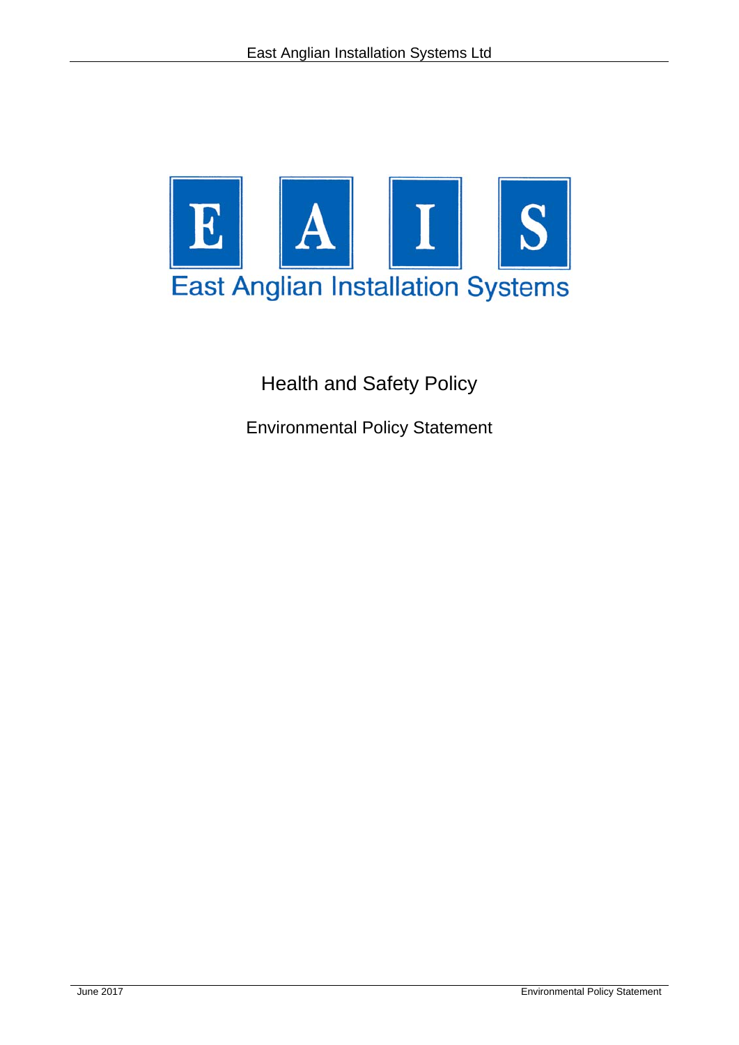E A I S

East Anglian Installation Systems

# Health and Safety Policy

## Environmental Policy Statement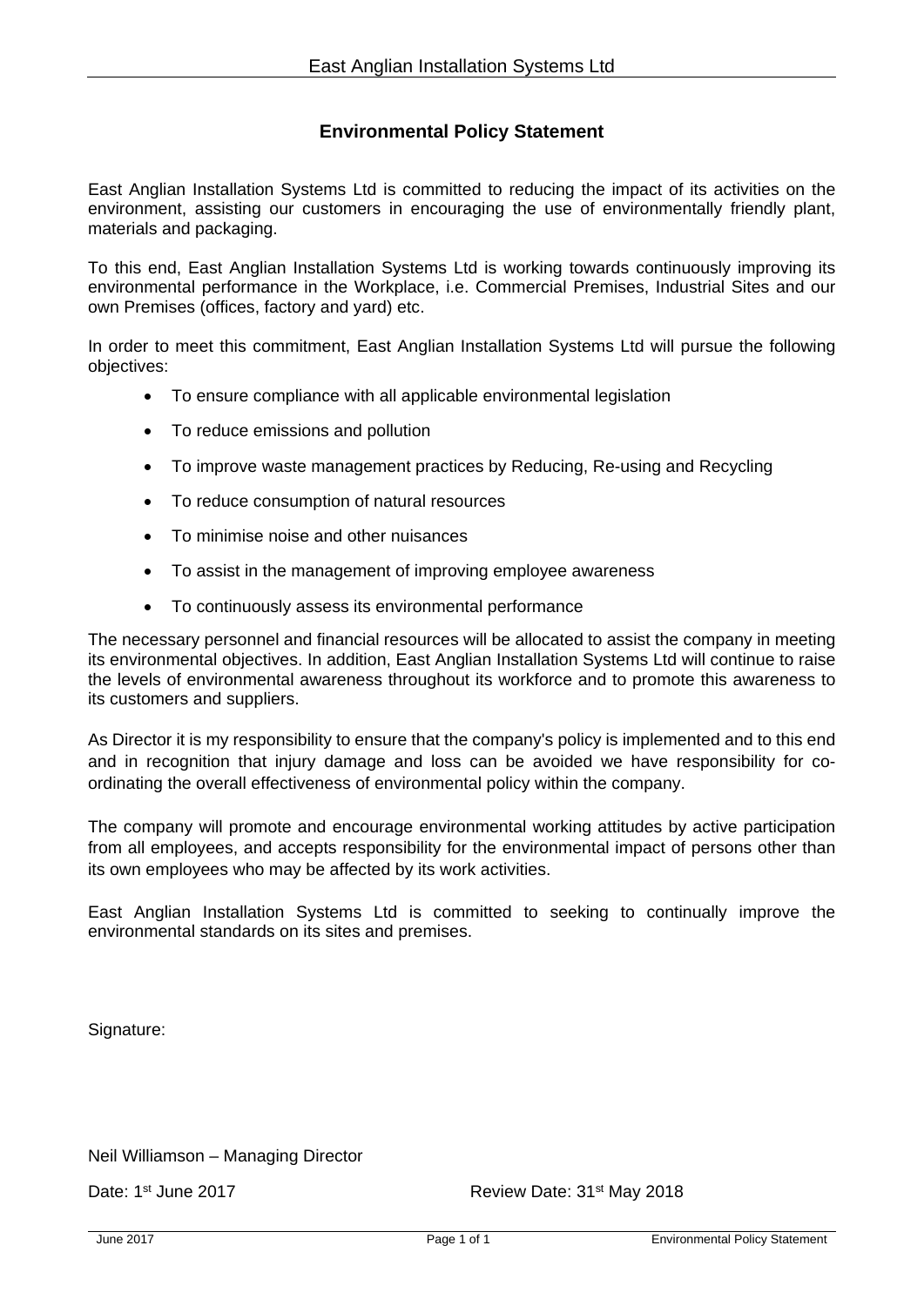## Environmental Policy Statement

East Anglian Installation Systems Ltd is committed to reducing the impact of its activities on the environment, assisting our customers in encouraging the use of environmentally friendly plant, materials and packaging.

To this end, East Anglian Installation Systems Ltd is working towards continuously improving its environmental performance in the Workplace, i.e. Commercial Premises, Industrial Sites and our own Premises (offices, factory and yard) etc.

In order to meet this commitment, East Anglian Installation Systems Ltd will pursue the following objectives:

- To ensure compliance with all applicable environmental legislation
- To reduce emissions and pollution
- To improve waste management practices by Reducing, Re-using and Recycling
- To reduce consumption of natural resources
- To minimise noise and other nuisances
- To assist in the management of improving employee awareness
- To continuously assess its environmental performance

The necessary personnel and financial resources will be allocated to assist the company in meeting its environmental objectives. In addition, East Anglian Installation Systems Ltd will continue to raise the levels of environmental awareness throughout its workforce and to promote this awareness to its customers and suppliers.

As Director it is my responsibility to ensure that the company's policy is implemented and to this end and in recognition that injury damage and loss can be avoided we have responsibility for co-ordinating the overall effectiveness of environmental policy within the company.

The company will promote and encourage environmental working attitudes by active participation from all employees, and accepts responsibility for the environmental impact of persons other than its own employees who may be affected by its work activities.

East Anglian Installation Systems Ltd is committed to seeking to continually improve the environmental standards on its sites and premises.

Signature:

Neil Williamson – Managing Director

Date: 1st June 2017 Review Date: 31st May 2018